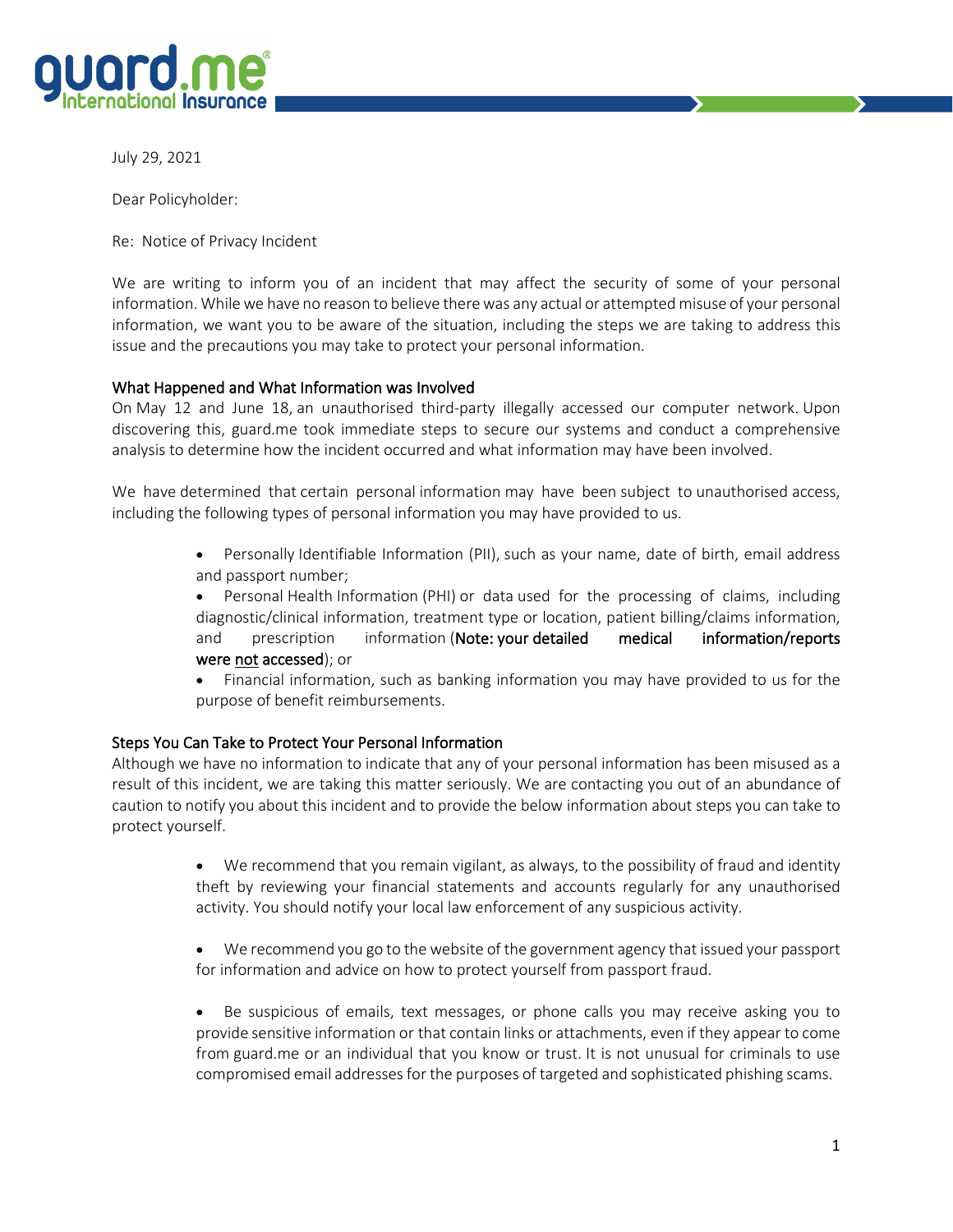guard.me® International Insurance

July 29, 2021

Dear Policyholder:

Re: Notice of Privacy Incident

We are writing to inform you of an incident that may affect the security of some of your personal information. While we have no reason to believe there was any actual or attempted misuse of your personal information, we want you to be aware of the situation, including the steps we are taking to address this issue and the precautions you may take to protect your personal information.

## What Happened and What Information was Involved

On May 12 and June 18, an unauthorised third-party illegally accessed our computer network. Upon discovering this, guard.me took immediate steps to secure our systems and conduct a comprehensive analysis to determine how the incident occurred and what information may have been involved.

We have determined that certain personal information may have been subject to unauthorised access, including the following types of personal information you may have provided to us.

- Personally Identifiable Information (PII), such as your name, date of birth, email address and passport number;
- Personal Health Information (PHI) or data used for the processing of claims, including diagnostic/clinical information, treatment type or location, patient billing/claims information, and prescription information (**Note: your detailed medical information/reports were <u>not</u> accessed**); or
- Financial information, such as banking information you may have provided to us for the purpose of benefit reimbursements.

## Steps You Can Take to Protect Your Personal Information

Although we have no information to indicate that any of your personal information has been misused as a result of this incident, we are taking this matter seriously. We are contacting you out of an abundance of caution to notify you about this incident and to provide the below information about steps you can take to protect yourself.

- We recommend that you remain vigilant, as always, to the possibility of fraud and identity theft by reviewing your financial statements and accounts regularly for any unauthorised activity. You should notify your local law enforcement of any suspicious activity.

- We recommend you go to the website of the government agency that issued your passport for information and advice on how to protect yourself from passport fraud.

- Be suspicious of emails, text messages, or phone calls you may receive asking you to provide sensitive information or that contain links or attachments, even if they appear to come from guard.me or an individual that you know or trust. It is not unusual for criminals to use compromised email addresses for the purposes of targeted and sophisticated phishing scams.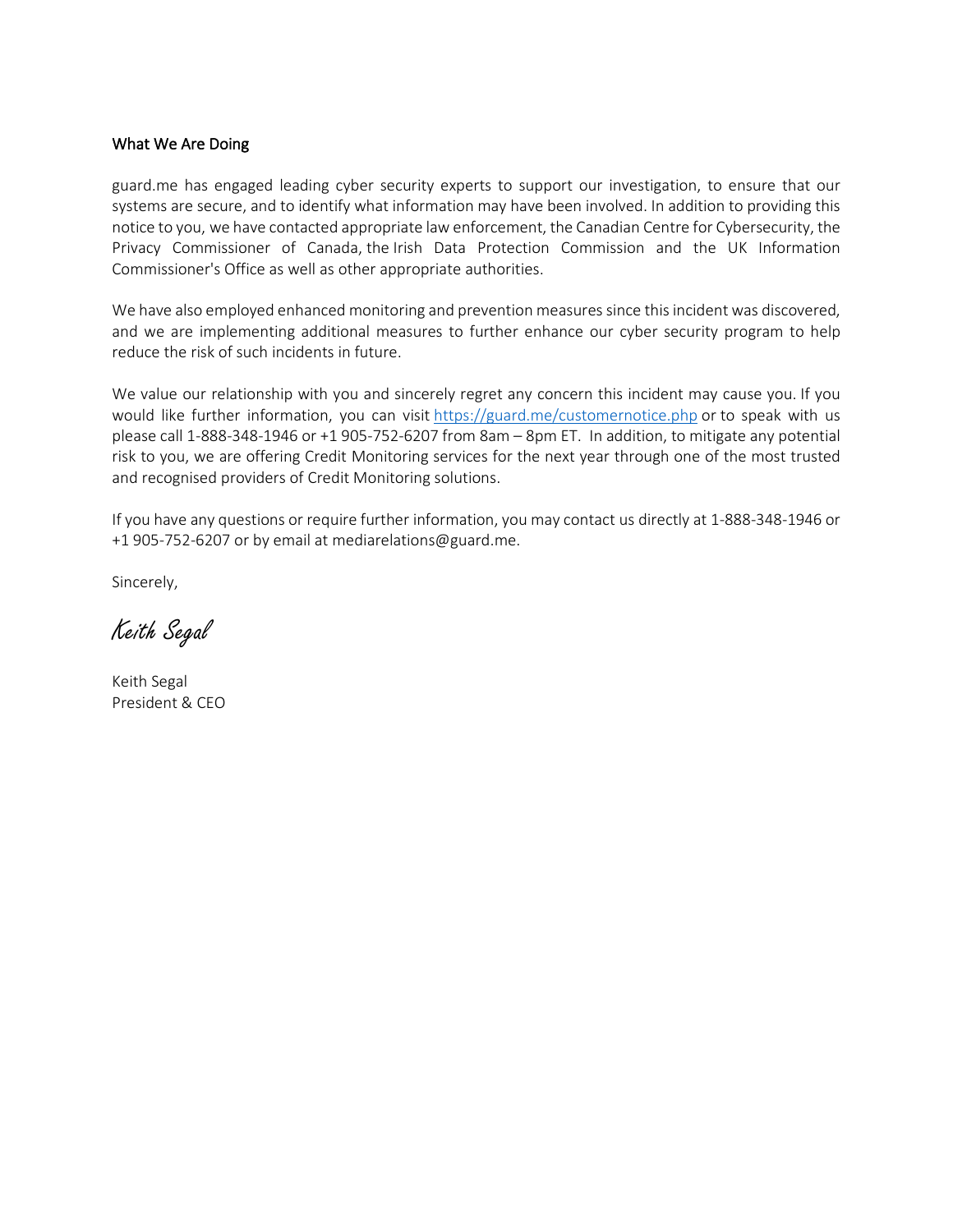### What We Are Doing

guard.me has engaged leading cyber security experts to support our investigation, to ensure that our systems are secure, and to identify what information may have been involved. In addition to providing this notice to you, we have contacted appropriate law enforcement, the Canadian Centre for Cybersecurity, the Privacy Commissioner of Canada, the Irish Data Protection Commission and the UK Information Commissioner's Office as well as other appropriate authorities.

We have also employed enhanced monitoring and prevention measures since this incident was discovered, and we are implementing additional measures to further enhance our cyber security program to help reduce the risk of such incidents in future.

We value our relationship with you and sincerely regret any concern this incident may cause you. If you would like further information, you can visit [https://guard.me/customernotice.php](https://guard.me/customernotice.php) or to speak with us please call 1-888-348-1946 or +1 905-752-6207 from 8am – 8pm ET. In addition, to mitigate any potential risk to you, we are offering Credit Monitoring services for the next year through one of the most trusted and recognised providers of Credit Monitoring solutions.

If you have any questions or require further information, you may contact us directly at 1-888-348-1946 or +1 905-752-6207 or by email at mediarelations@guard.me.

Sincerely,

*Keith Segal*

Keith Segal
President & CEO